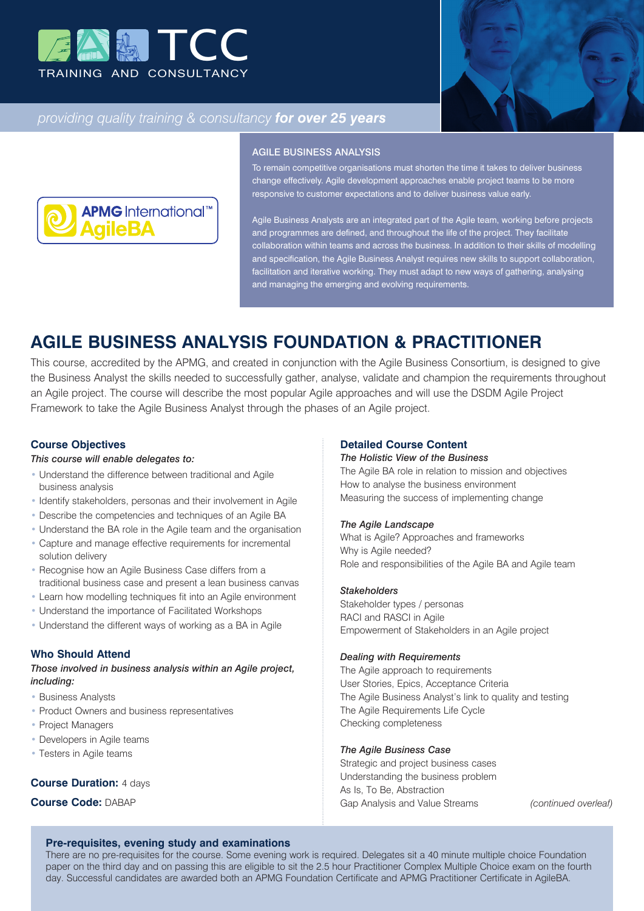TCC

TRAINING AND CONSULTANCY

*providing quality training & consultancy* ***for over 25 years***

APMG International™ AgileBA

### AGILE BUSINESS ANALYSIS

To remain competitive organisations must shorten the time it takes to deliver business change effectively. Agile development approaches enable project teams to be more responsive to customer expectations and to deliver business value early.

Agile Business Analysts are an integrated part of the Agile team, working before projects and programmes are defined, and throughout the life of the project. They facilitate collaboration within teams and across the business. In addition to their skills of modelling and specification, the Agile Business Analyst requires new skills to support collaboration, facilitation and iterative working. They must adapt to new ways of gathering, analysing and managing the emerging and evolving requirements.

# AGILE BUSINESS ANALYSIS FOUNDATION & PRACTITIONER

This course, accredited by the APMG, and created in conjunction with the Agile Business Consortium, is designed to give the Business Analyst the skills needed to successfully gather, analyse, validate and champion the requirements throughout an Agile project. The course will describe the most popular Agile approaches and will use the DSDM Agile Project Framework to take the Agile Business Analyst through the phases of an Agile project.

## Course Objectives

*This course will enable delegates to:*

- Understand the difference between traditional and Agile business analysis
- Identify stakeholders, personas and their involvement in Agile
- Describe the competencies and techniques of an Agile BA
- Understand the BA role in the Agile team and the organisation
- Capture and manage effective requirements for incremental solution delivery
- Recognise how an Agile Business Case differs from a traditional business case and present a lean business canvas
- Learn how modelling techniques fit into an Agile environment
- Understand the importance of Facilitated Workshops
- Understand the different ways of working as a BA in Agile

## Who Should Attend

*Those involved in business analysis within an Agile project, including:*

- Business Analysts
- Product Owners and business representatives
- Project Managers
- Developers in Agile teams
- Testers in Agile teams

**Course Duration:** 4 days

**Course Code:** DABAP

## Detailed Course Content

***The Holistic View of the Business***

The Agile BA role in relation to mission and objectives
How to analyse the business environment
Measuring the success of implementing change

***The Agile Landscape***

What is Agile? Approaches and frameworks
Why is Agile needed?
Role and responsibilities of the Agile BA and Agile team

***Stakeholders***

Stakeholder types / personas
RACI and RASCI in Agile
Empowerment of Stakeholders in an Agile project

***Dealing with Requirements***

The Agile approach to requirements
User Stories, Epics, Acceptance Criteria
The Agile Business Analyst's link to quality and testing
The Agile Requirements Life Cycle
Checking completeness

***The Agile Business Case***

Strategic and project business cases
Understanding the business problem
As Is, To Be, Abstraction
Gap Analysis and Value Streams

*(continued overleaf)*

### Pre-requisites, evening study and examinations

There are no pre-requisites for the course. Some evening work is required. Delegates sit a 40 minute multiple choice Foundation paper on the third day and on passing this are eligible to sit the 2.5 hour Practitioner Complex Multiple Choice exam on the fourth day. Successful candidates are awarded both an APMG Foundation Certificate and APMG Practitioner Certificate in AgileBA.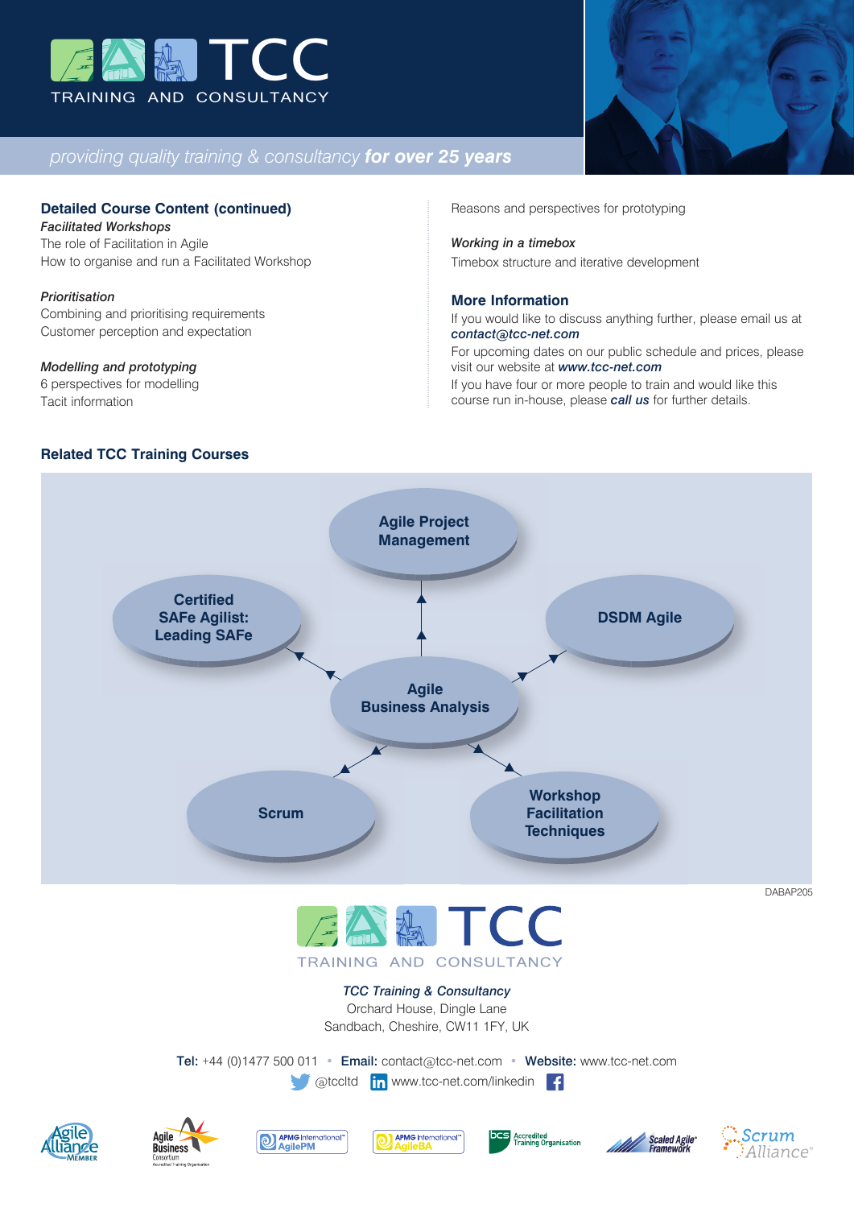# TCC TRAINING AND CONSULTANCY

*providing quality training & consultancy* ***for over 25 years***

## Detailed Course Content (continued)

*Facilitated Workshops*
The role of Facilitation in Agile
How to organise and run a Facilitated Workshop

*Prioritisation*
Combining and prioritising requirements
Customer perception and expectation

*Modelling and prototyping*
6 perspectives for modelling
Tacit information
Reasons and perspectives for prototyping

*Working in a timebox*
Timebox structure and iterative development

## More Information

If you would like to discuss anything further, please email us at ***contact@tcc-net.com***

For upcoming dates on our public schedule and prices, please visit our website at ***www.tcc-net.com***

If you have four or more people to train and would like this course run in-house, please ***call us*** for further details.

## Related TCC Training Courses

Agile Project Management

Certified SAFe Agilist: Leading SAFe

DSDM Agile

Agile Business Analysis

Scrum

Workshop Facilitation Techniques

DABAP205

TCC TRAINING AND CONSULTANCY

*TCC Training & Consultancy*
Orchard House, Dingle Lane
Sandbach, Cheshire, CW11 1FY, UK

**Tel:** +44 (0)1477 500 011 • **Email:** contact@tcc-net.com • **Website:** www.tcc-net.com

@tccltd www.tcc-net.com/linkedin

Agile Alliance Member · Agile Business Consortium Accredited Training Organisation · APMG International AgilePM · APMG International AgileBA · BCS Accredited Training Organisation · Scaled Agile Framework · Scrum Alliance